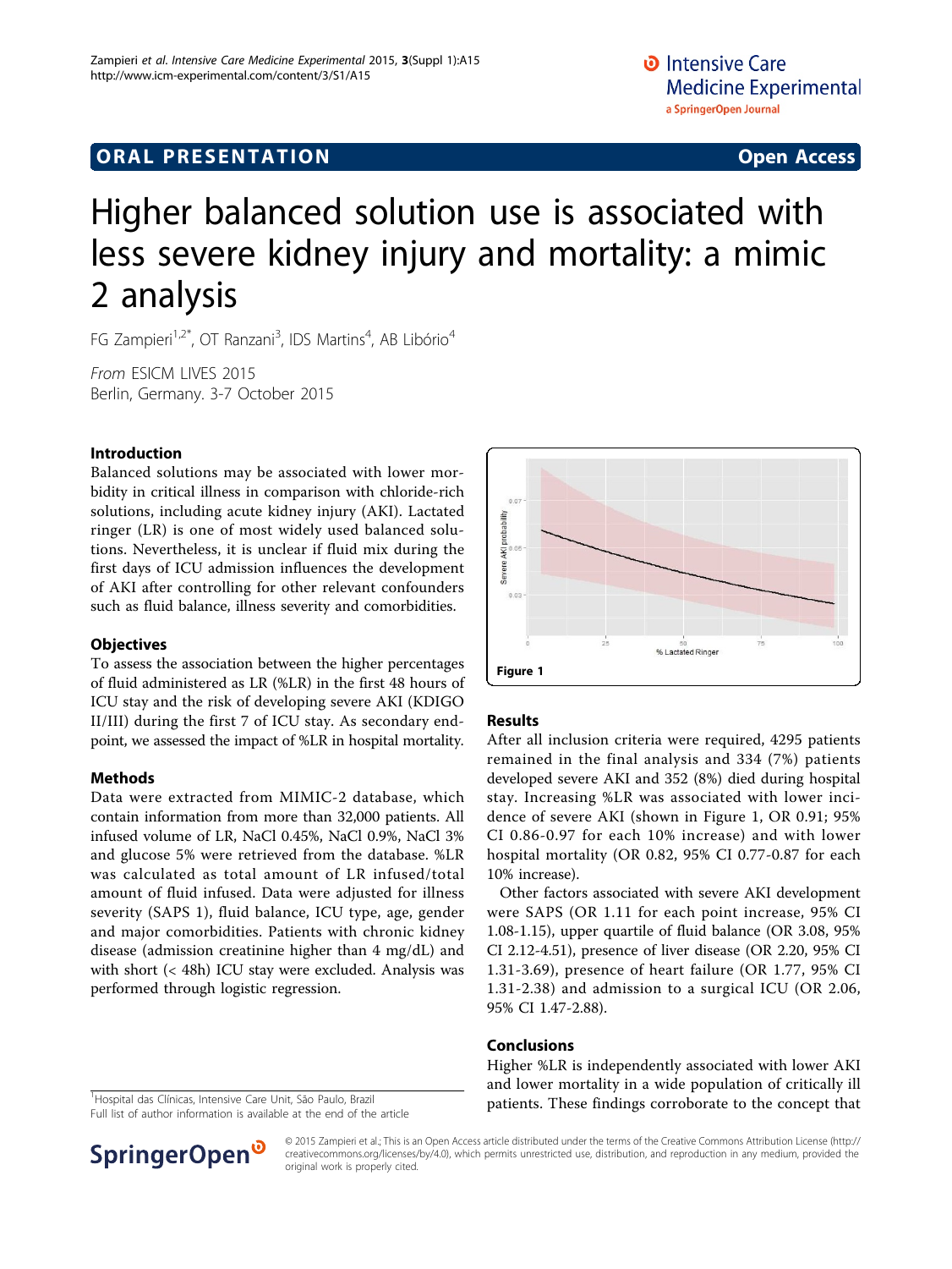ORAL PRESENTATION

Open Access

# Higher balanced solution use is associated with less severe kidney injury and mortality: a mimic 2 analysis

FG Zampieri[1,2*], OT Ranzani[3], IDS Martins[4], AB Libório[4]

*From* ESICM LIVES 2015
Berlin, Germany. 3-7 October 2015

## Introduction

Balanced solutions may be associated with lower morbidity in critical illness in comparison with chloride-rich solutions, including acute kidney injury (AKI). Lactated ringer (LR) is one of most widely used balanced solutions. Nevertheless, it is unclear if fluid mix during the first days of ICU admission influences the development of AKI after controlling for other relevant confounders such as fluid balance, illness severity and comorbidities.

## Objectives

To assess the association between the higher percentages of fluid administered as LR (%LR) in the first 48 hours of ICU stay and the risk of developing severe AKI (KDIGO II/III) during the first 7 of ICU stay. As secondary endpoint, we assessed the impact of %LR in hospital mortality.

## Methods

Data were extracted from MIMIC-2 database, which contain information from more than 32,000 patients. All infused volume of LR, NaCl 0.45%, NaCl 0.9%, NaCl 3% and glucose 5% were retrieved from the database. %LR was calculated as total amount of LR infused/total amount of fluid infused. Data were adjusted for illness severity (SAPS 1), fluid balance, ICU type, age, gender and major comorbidities. Patients with chronic kidney disease (admission creatinine higher than 4 mg/dL) and with short (< 48h) ICU stay were excluded. Analysis was performed through logistic regression.

Figure 1

## Results

After all inclusion criteria were required, 4295 patients remained in the final analysis and 334 (7%) patients developed severe AKI and 352 (8%) died during hospital stay. Increasing %LR was associated with lower incidence of severe AKI (shown in Figure 1, OR 0.91; 95% CI 0.86-0.97 for each 10% increase) and with lower hospital mortality (OR 0.82, 95% CI 0.77-0.87 for each 10% increase).

Other factors associated with severe AKI development were SAPS (OR 1.11 for each point increase, 95% CI 1.08-1.15), upper quartile of fluid balance (OR 3.08, 95% CI 2.12-4.51), presence of liver disease (OR 2.20, 95% CI 1.31-3.69), presence of heart failure (OR 1.77, 95% CI 1.31-2.38) and admission to a surgical ICU (OR 2.06, 95% CI 1.47-2.88).

## Conclusions

Higher %LR is independently associated with lower AKI and lower mortality in a wide population of critically ill patients. These findings corroborate to the concept that

[1]Hospital das Clínicas, Intensive Care Unit, São Paulo, Brazil
Full list of author information is available at the end of the article

© 2015 Zampieri et al.; This is an Open Access article distributed under the terms of the Creative Commons Attribution License (http://creativecommons.org/licenses/by/4.0), which permits unrestricted use, distribution, and reproduction in any medium, provided the original work is properly cited.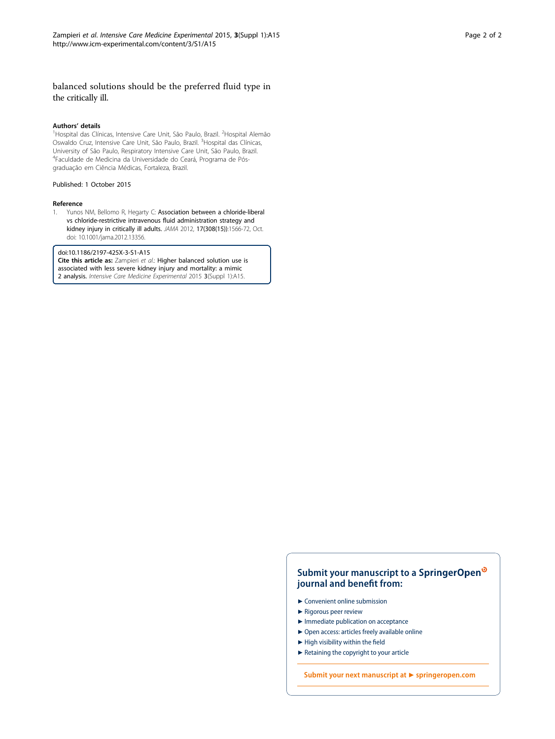balanced solutions should be the preferred fluid type in the critically ill.

**Authors' details**

[1]Hospital das Clínicas, Intensive Care Unit, São Paulo, Brazil. [2]Hospital Alemão Oswaldo Cruz, Intensive Care Unit, São Paulo, Brazil. [3]Hospital das Clínicas, University of São Paulo, Respiratory Intensive Care Unit, São Paulo, Brazil. [4]Faculdade de Medicina da Universidade do Ceará, Programa de Pós-graduação em Ciência Médicas, Fortaleza, Brazil.

Published: 1 October 2015

**Reference**

1. Yunos NM, Bellomo R, Hegarty C: **Association between a chloride-liberal vs chloride-restrictive intravenous fluid administration strategy and kidney injury in critically ill adults.** *JAMA* 2012, **17(308(15))**:1566-72, Oct. doi: 10.1001/jama.2012.13356.

doi:10.1186/2197-425X-3-S1-A15
**Cite this article as:** Zampieri *et al.*: Higher balanced solution use is associated with less severe kidney injury and mortality: a mimic 2 analysis. *Intensive Care Medicine Experimental* 2015 **3**(Suppl 1):A15.

**Submit your manuscript to a SpringerOpen journal and benefit from:**

- ► Convenient online submission
- ► Rigorous peer review
- ► Immediate publication on acceptance
- ► Open access: articles freely available online
- ► High visibility within the field
- ► Retaining the copyright to your article

**Submit your next manuscript at ► springeropen.com**